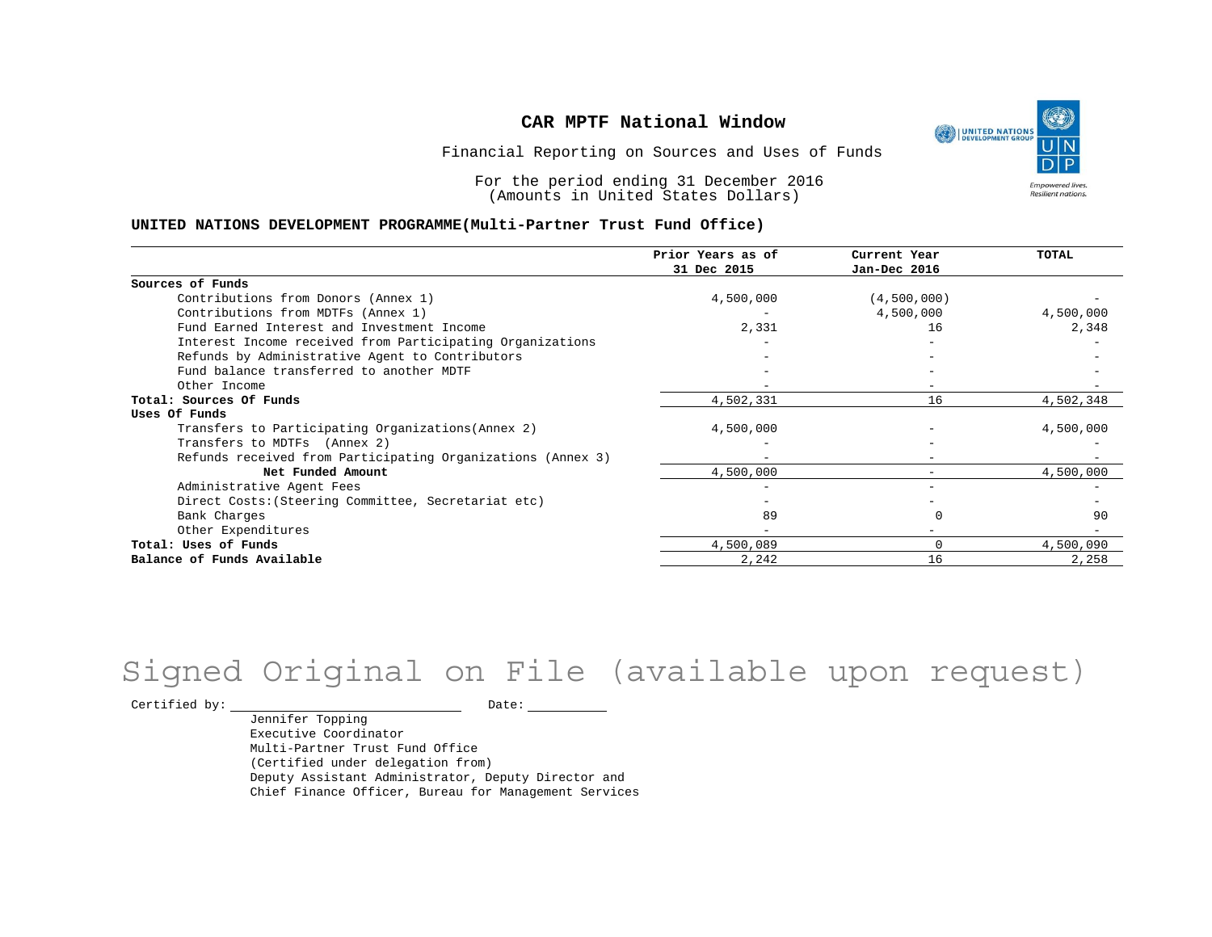# CAR MPTF National Window

Financial Reporting on Sources and Uses of Funds

For the period ending 31 December 2016
(Amounts in United States Dollars)

**UNITED NATIONS DEVELOPMENT PROGRAMME(Multi-Partner Trust Fund Office)**

| | Prior Years as of 31 Dec 2015 | Current Year Jan-Dec 2016 | TOTAL |
|---|---|---|---|
| **Sources of Funds** | | | |
| Contributions from Donors (Annex 1) | 4,500,000 | (4,500,000) | - |
| Contributions from MDTFs (Annex 1) | - | 4,500,000 | 4,500,000 |
| Fund Earned Interest and Investment Income | 2,331 | 16 | 2,348 |
| Interest Income received from Participating Organizations | - | - | - |
| Refunds by Administrative Agent to Contributors | - | - | - |
| Fund balance transferred to another MDTF | - | - | - |
| Other Income | - | - | - |
| **Total: Sources Of Funds** | 4,502,331 | 16 | 4,502,348 |
| **Uses Of Funds** | | | |
| Transfers to Participating Organizations(Annex 2) | 4,500,000 | - | 4,500,000 |
| Transfers to MDTFs (Annex 2) | - | - | - |
| Refunds received from Participating Organizations (Annex 3) | - | - | - |
| **Net Funded Amount** | 4,500,000 | - | 4,500,000 |
| Administrative Agent Fees | - | - | - |
| Direct Costs:(Steering Committee, Secretariat etc) | - | - | - |
| Bank Charges | 89 | 0 | 90 |
| Other Expenditures | - | - | - |
| **Total: Uses of Funds** | 4,500,089 | 0 | 4,500,090 |
| **Balance of Funds Available** | 2,242 | 16 | 2,258 |

Signed Original on File (available upon request)

Certified by: ______________________ Date: __________

Jennifer Topping
Executive Coordinator
Multi-Partner Trust Fund Office
(Certified under delegation from)
Deputy Assistant Administrator, Deputy Director and
Chief Finance Officer, Bureau for Management Services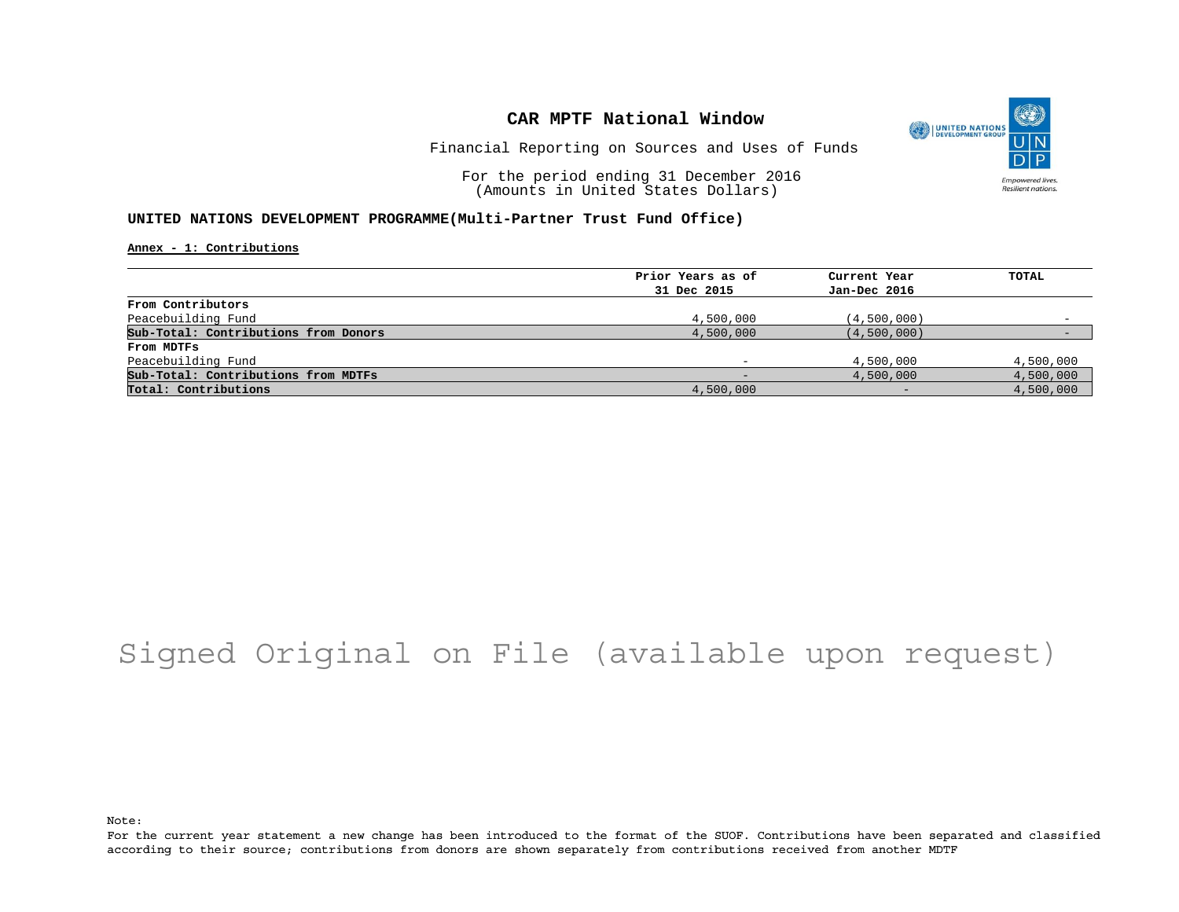# CAR MPTF National Window

Financial Reporting on Sources and Uses of Funds

For the period ending 31 December 2016
(Amounts in United States Dollars)

## UNITED NATIONS DEVELOPMENT PROGRAMME(Multi-Partner Trust Fund Office)

**Annex - 1: Contributions**

| | Prior Years as of 31 Dec 2015 | Current Year Jan-Dec 2016 | TOTAL |
|---|---|---|---|
| **From Contributors** | | | |
| Peacebuilding Fund | 4,500,000 | (4,500,000) | - |
| **Sub-Total: Contributions from Donors** | 4,500,000 | (4,500,000) | - |
| **From MDTFs** | | | |
| Peacebuilding Fund | - | 4,500,000 | 4,500,000 |
| **Sub-Total: Contributions from MDTFs** | - | 4,500,000 | 4,500,000 |
| **Total: Contributions** | 4,500,000 | - | 4,500,000 |

Signed Original on File (available upon request)

Note:
For the current year statement a new change has been introduced to the format of the SUOF. Contributions have been separated and classified according to their source; contributions from donors are shown separately from contributions received from another MDTF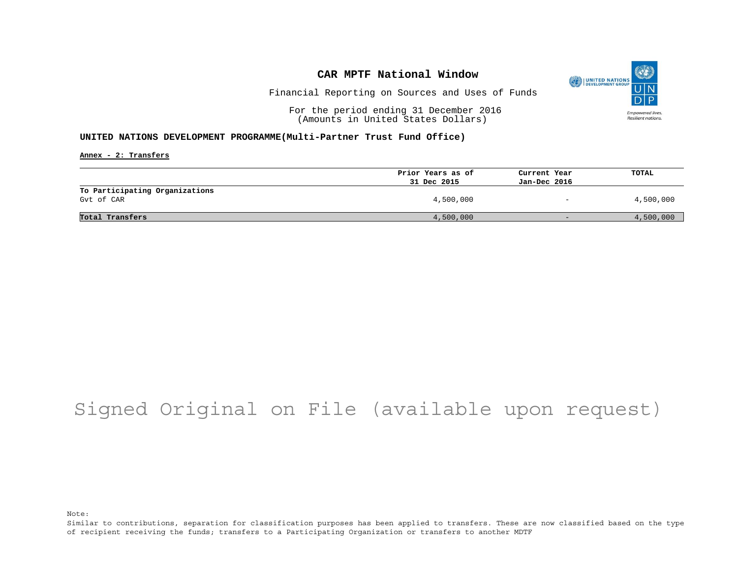# CAR MPTF National Window

Financial Reporting on Sources and Uses of Funds

For the period ending 31 December 2016
(Amounts in United States Dollars)

**UNITED NATIONS DEVELOPMENT PROGRAMME(Multi-Partner Trust Fund Office)**

**Annex - 2: Transfers**

| | Prior Years as of 31 Dec 2015 | Current Year Jan-Dec 2016 | TOTAL |
|---|---|---|---|
| **To Participating Organizations** | | | |
| Gvt of CAR | 4,500,000 | - | 4,500,000 |
| **Total Transfers** | 4,500,000 | - | 4,500,000 |

Signed Original on File (available upon request)

Note:
Similar to contributions, separation for classification purposes has been applied to transfers. These are now classified based on the type of recipient receiving the funds; transfers to a Participating Organization or transfers to another MDTF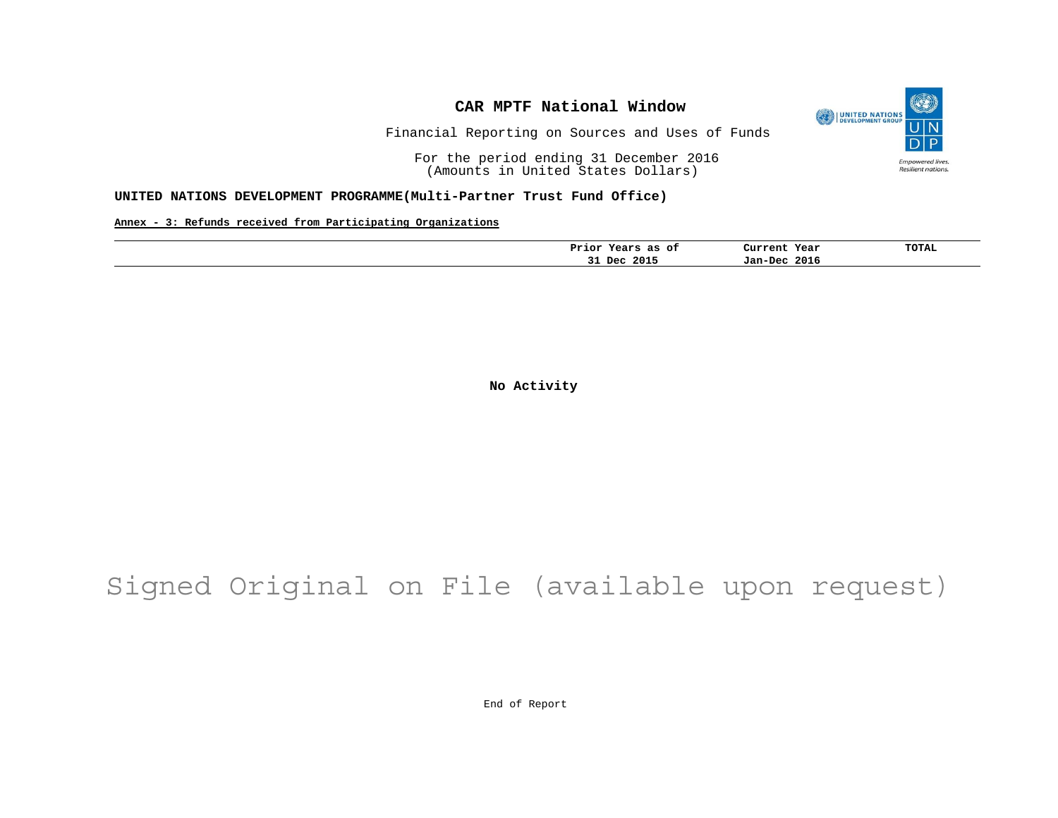# CAR MPTF National Window

Financial Reporting on Sources and Uses of Funds

For the period ending 31 December 2016
(Amounts in United States Dollars)

**UNITED NATIONS DEVELOPMENT PROGRAMME(Multi-Partner Trust Fund Office)**

**Annex - 3: Refunds received from Participating Organizations**

| | Prior Years as of 31 Dec 2015 | Current Year Jan-Dec 2016 | TOTAL |
|---|---|---|---|

**No Activity**

Signed Original on File (available upon request)

End of Report